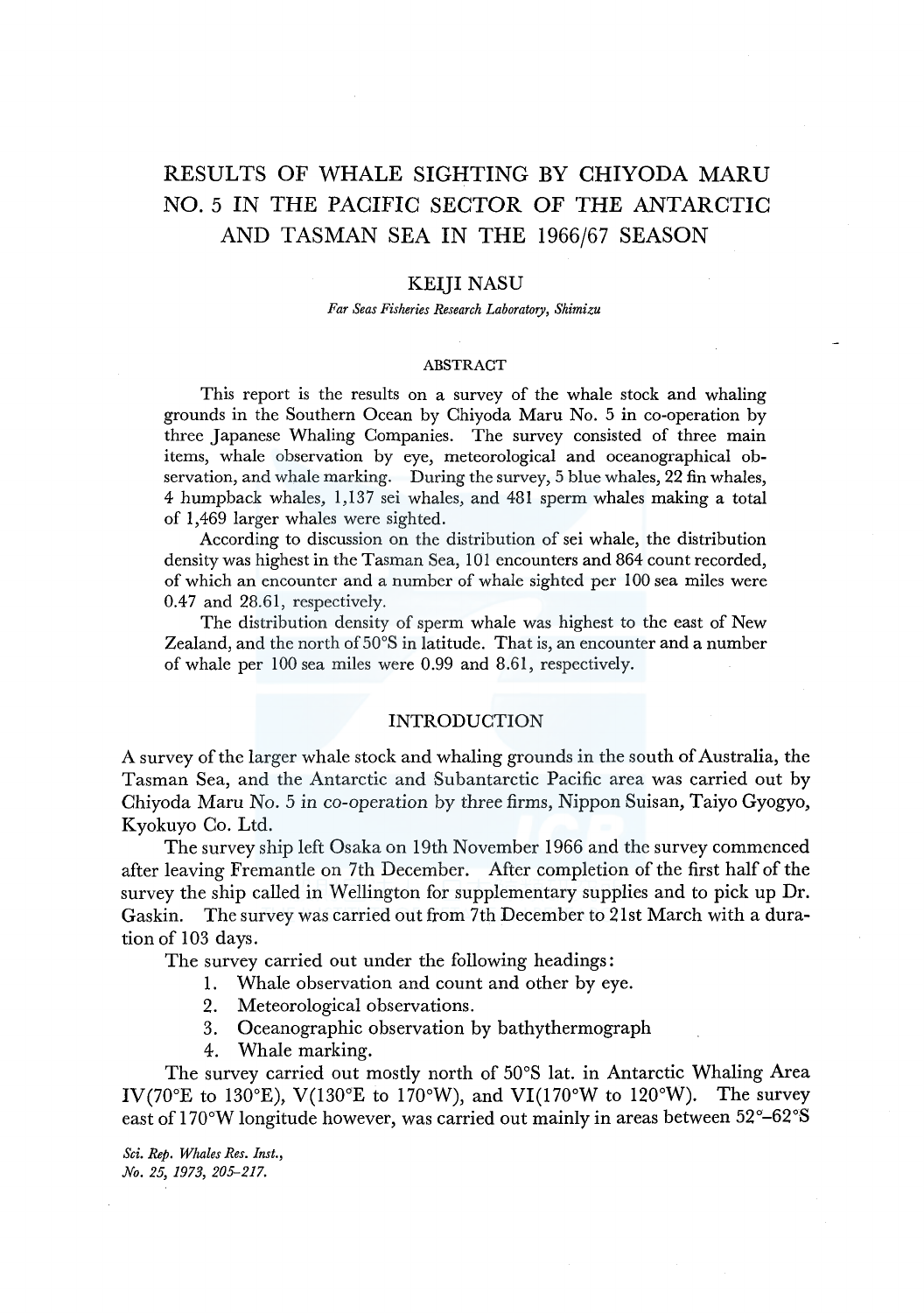# RESULTS OF WHALE SIGHTING BY CHIYODA MARU NO. 5 IN THE PACIFIC SECTOR OF THE ANTARCTIC AND TASMAN SEA IN THE 1966/67 SEASON

## KEIJI NASU

*Far Seas Fisheries Research Laboratory, Shimizu*

### ABSTRACT

This report is the results on a survey of the whale stock and whaling grounds in the Southern Ocean by Chiyoda Maru No. 5 in co-operation by three Japanese Whaling Companies. The survey consisted of three main items, whale observation by eye, meteorological and oceanographical observation, and whale marking. During the survey, 5 blue whales, 22 fin whales, 4 humpback whales, 1,137 sei whales, and 481 sperm whales making a total of 1,469 larger whales were sighted.

According to discussion on the distribution of sei whale, the distribution density was highest in the Tasman Sea, 101 encounters and 864 count recorded, of which an encounter and a number of whale sighted per 100 sea miles were 0.47 and 28.61, respectively.

The distribution density of sperm whale was highest to the east of New Zealand, and the north of 50°S in latitude. That is, an encounter and a number of whale per 100 sea miles were 0.99 and 8.61, respectively.

## INTRODUCTION

A survey of the larger whale stock and whaling grounds in the south of Australia, the Tasman Sea, and the Antarctic and Subantarctic Pacific area was carried out by Chiyoda Maru No. 5 in co-operation by three firms, Nippon Suisan, Taiyo Gyogyo, Kyokuyo Co. Ltd.

The survey ship left Osaka on 19th November 1966 and the survey commenced after leaving Fremantle on 7th December. After completion of the first half of the survey the ship called in Wellington for supplementary supplies and to pick up Dr. Gaskin. The survey was carried out from 7th December to 21st March with a duration of 103 days.

The survey carried out under the following headings:

1. Whale observation and count and other by eye.
2. Meteorological observations.
3. Oceanographic observation by bathythermograph
4. Whale marking.

The survey carried out mostly north of 50°S lat. in Antarctic Whaling Area IV(70°E to 130°E), V(130°E to 170°W), and VI(170°W to 120°W). The survey east of 170°W longitude however, was carried out mainly in areas between 52°–62°S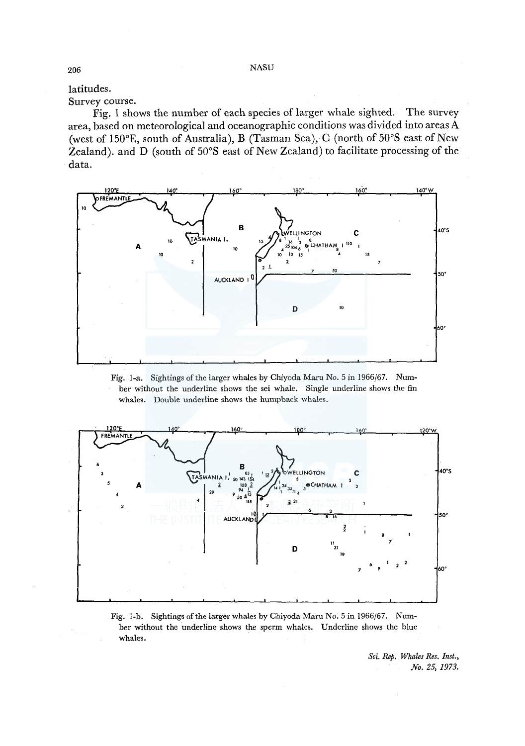latitudes.

Survey course.

Fig. 1 shows the number of each species of larger whale sighted. The survey area, based on meteorological and oceanographic conditions was divided into areas A (west of 150°E, south of Australia), B (Tasman Sea), C (north of 50°S east of New Zealand). and D (south of 50°S east of New Zealand) to facilitate processing of the data.

Fig. 1-a. Sightings of the larger whales by Chiyoda Maru No. 5 in 1966/67. Number without the underline shows the sei whale. Single underline shows the fin whales. Double underline shows the humpback whales.

Fig. 1-b. Sightings of the larger whales by Chiyoda Maru No. 5 in 1966/67. Number without the underline shows the sperm whales. Underline shows the blue whales.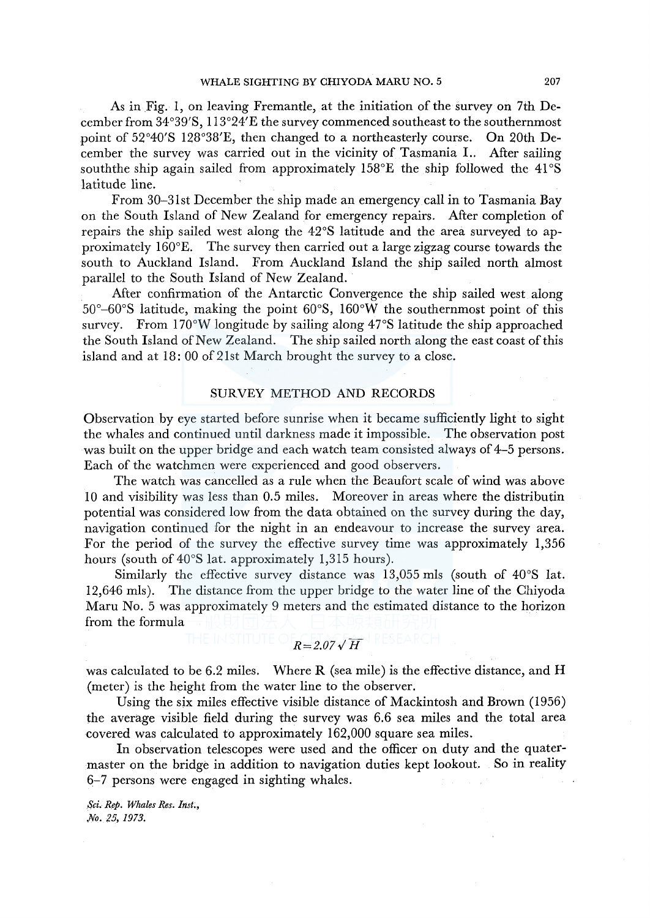As in Fig. 1, on leaving Fremantle, at the initiation of the survey on 7th December from 34°39′S, 113°24′E the survey commenced southeast to the southernmost point of 52°40′S 128°38′E, then changed to a northeasterly course. On 20th December the survey was carried out in the vicinity of Tasmania I.. After sailing souththe ship again sailed from approximately 158°E the ship followed the 41°S latitude line.

From 30–31st December the ship made an emergency call in to Tasmania Bay on the South Island of New Zealand for emergency repairs. After completion of repairs the ship sailed west along the 42°S latitude and the area surveyed to approximately 160°E. The survey then carried out a large zigzag course towards the south to Auckland Island. From Auckland Island the ship sailed north almost parallel to the South Island of New Zealand.

After confirmation of the Antarctic Convergence the ship sailed west along 50°–60°S latitude, making the point 60°S, 160°W the southernmost point of this survey. From 170°W longitude by sailing along 47°S latitude the ship approached the South Island of New Zealand. The ship sailed north along the east coast of this island and at 18: 00 of 21st March brought the survey to a close.

## SURVEY METHOD AND RECORDS

Observation by eye started before sunrise when it became sufficiently light to sight the whales and continued until darkness made it impossible. The observation post was built on the upper bridge and each watch team consisted always of 4–5 persons. Each of the watchmen were experienced and good observers.

The watch was cancelled as a rule when the Beaufort scale of wind was above 10 and visibility was less than 0.5 miles. Moreover in areas where the distributin potential was considered low from the data obtained on the survey during the day, navigation continued for the night in an endeavour to increase the survey area. For the period of the survey the effective survey time was approximately 1,356 hours (south of 40°S lat. approximately 1,315 hours).

Similarly the effective survey distance was 13,055 mls (south of 40°S lat. 12,646 mls). The distance from the upper bridge to the water line of the Chiyoda Maru No. 5 was approximately 9 meters and the estimated distance to the horizon from the formula

$$R=2.07\sqrt{H}$$

was calculated to be 6.2 miles. Where R (sea mile) is the effective distance, and H (meter) is the height from the water line to the observer.

Using the six miles effective visible distance of Mackintosh and Brown (1956) the average visible field during the survey was 6.6 sea miles and the total area covered was calculated to approximately 162,000 square sea miles.

In observation telescopes were used and the officer on duty and the quatermaster on the bridge in addition to navigation duties kept lookout. So in reality 6–7 persons were engaged in sighting whales.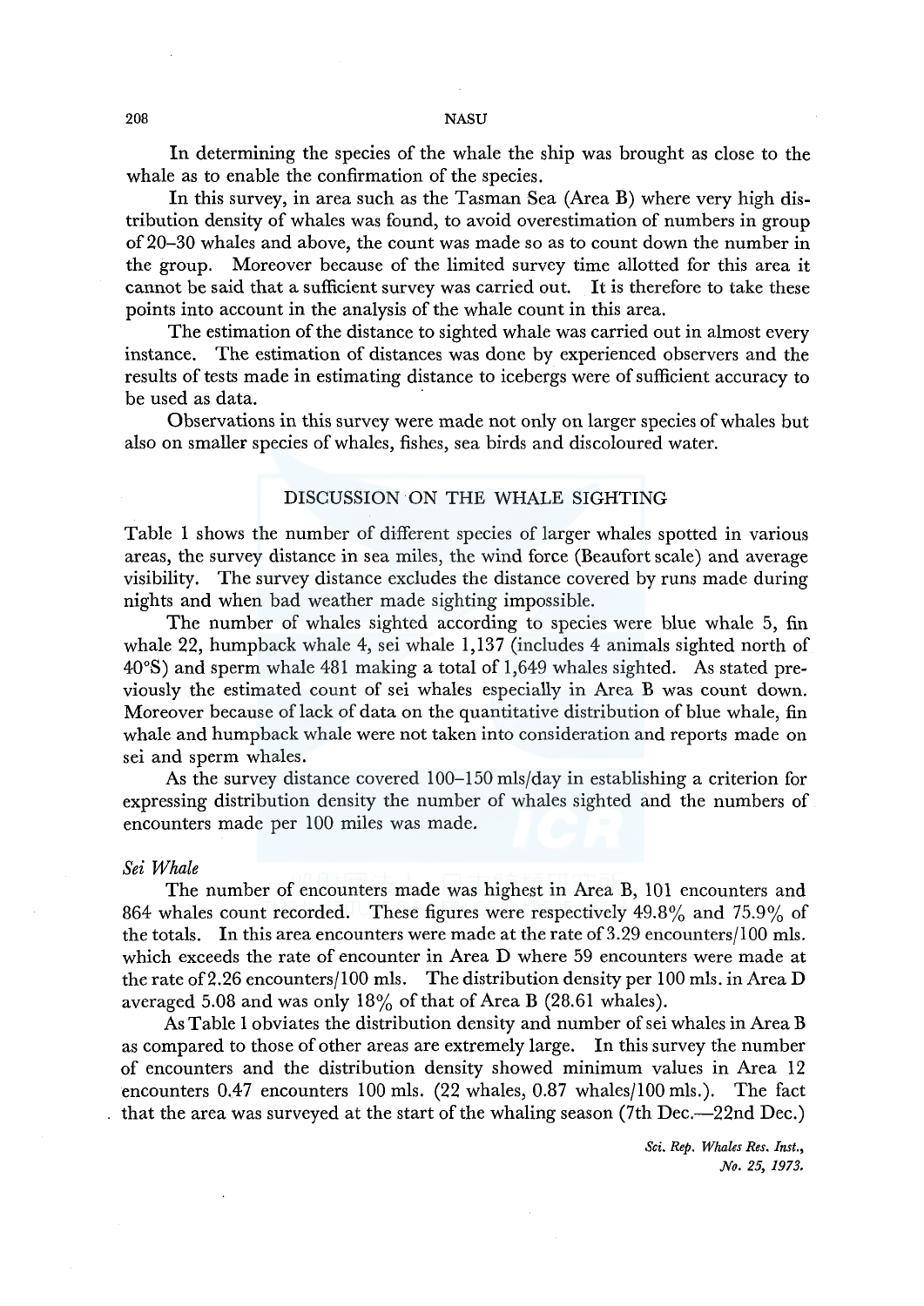In determining the species of the whale the ship was brought as close to the whale as to enable the confirmation of the species.

In this survey, in area such as the Tasman Sea (Area B) where very high distribution density of whales was found, to avoid overestimation of numbers in group of 20–30 whales and above, the count was made so as to count down the number in the group. Moreover because of the limited survey time allotted for this area it cannot be said that a sufficient survey was carried out. It is therefore to take these points into account in the analysis of the whale count in this area.

The estimation of the distance to sighted whale was carried out in almost every instance. The estimation of distances was done by experienced observers and the results of tests made in estimating distance to icebergs were of sufficient accuracy to be used as data.

Observations in this survey were made not only on larger species of whales but also on smaller species of whales, fishes, sea birds and discoloured water.

## DISCUSSION ON THE WHALE SIGHTING

Table 1 shows the number of different species of larger whales spotted in various areas, the survey distance in sea miles, the wind force (Beaufort scale) and average visibility. The survey distance excludes the distance covered by runs made during nights and when bad weather made sighting impossible.

The number of whales sighted according to species were blue whale 5, fin whale 22, humpback whale 4, sei whale 1,137 (includes 4 animals sighted north of 40°S) and sperm whale 481 making a total of 1,649 whales sighted. As stated previously the estimated count of sei whales especially in Area B was count down. Moreover because of lack of data on the quantitative distribution of blue whale, fin whale and humpback whale were not taken into consideration and reports made on sei and sperm whales.

As the survey distance covered 100–150 mls/day in establishing a criterion for expressing distribution density the number of whales sighted and the numbers of encounters made per 100 miles was made.

### *Sei Whale*

The number of encounters made was highest in Area B, 101 encounters and 864 whales count recorded. These figures were respectively 49.8% and 75.9% of the totals. In this area encounters were made at the rate of 3.29 encounters/100 mls. which exceeds the rate of encounter in Area D where 59 encounters were made at the rate of 2.26 encounters/100 mls. The distribution density per 100 mls. in Area D averaged 5.08 and was only 18% of that of Area B (28.61 whales).

As Table 1 obviates the distribution density and number of sei whales in Area B as compared to those of other areas are extremely large. In this survey the number of encounters and the distribution density showed minimum values in Area 12 encounters 0.47 encounters 100 mls. (22 whales, 0.87 whales/100 mls.). The fact that the area was surveyed at the start of the whaling season (7th Dec.—22nd Dec.)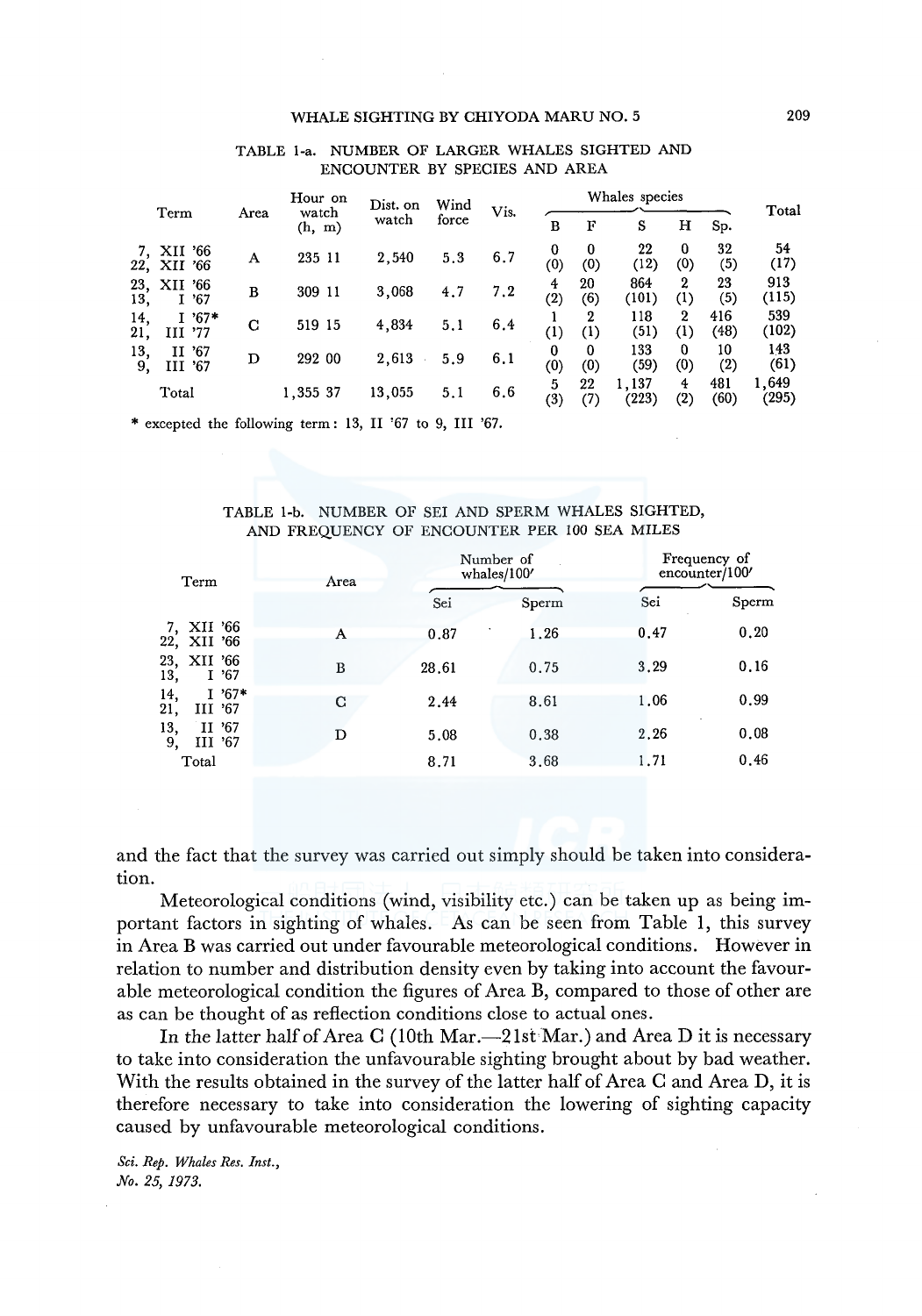TABLE 1-a. NUMBER OF LARGER WHALES SIGHTED AND ENCOUNTER BY SPECIES AND AREA

| Term | Area | Hour on watch (h, m) | Dist. on watch | Wind force | Vis. | Whales species | | | | | Total |
|---|---|---|---|---|---|---|---|---|---|---|---|
| | | | | | | B | F | S | H | Sp. | |
| 7, XII '66<br>22, XII '66 | A | 235 11 | 2,540 | 5.3 | 6.7 | 0<br>(0) | 0<br>(0) | 22<br>(12) | 0<br>(0) | 32<br>(5) | 54<br>(17) |
| 23, XII '66<br>13, I '67 | B | 309 11 | 3,068 | 4.7 | 7.2 | 4<br>(2) | 20<br>(6) | 864<br>(101) | 2<br>(1) | 23<br>(5) | 913<br>(115) |
| 14, I '67*<br>21, III '77 | C | 519 15 | 4,834 | 5.1 | 6.4 | 1<br>(1) | 2<br>(1) | 118<br>(51) | 2<br>(1) | 416<br>(48) | 539<br>(102) |
| 13, II '67<br>9, III '67 | D | 292 00 | 2,613 | 5.9 | 6.1 | 0<br>(0) | 0<br>(0) | 133<br>(59) | 0<br>(0) | 10<br>(2) | 143<br>(61) |
| Total | | 1,355 37 | 13,055 | 5.1 | 6.6 | 5<br>(3) | 22<br>(7) | 1,137<br>(223) | 4<br>(2) | 481<br>(60) | 1,649<br>(295) |

\* excepted the following term: 13, II '67 to 9, III '67.

TABLE 1-b. NUMBER OF SEI AND SPERM WHALES SIGHTED, AND FREQUENCY OF ENCOUNTER PER 100 SEA MILES

| Term | Area | Number of whales/100′ | | Frequency of encounter/100′ | |
|---|---|---|---|---|---|
| | | Sei | Sperm | Sei | Sperm |
| 7, XII '66<br>22, XII '66 | A | 0.87 | 1.26 | 0.47 | 0.20 |
| 23, XII '66<br>13, I '67 | B | 28.61 | 0.75 | 3.29 | 0.16 |
| 14, I '67*<br>21, III '67 | C | 2.44 | 8.61 | 1.06 | 0.99 |
| 13, II '67<br>9, III '67 | D | 5.08 | 0.38 | 2.26 | 0.08 |
| Total | | 8.71 | 3.68 | 1.71 | 0.46 |

and the fact that the survey was carried out simply should be taken into consideration.

Meteorological conditions (wind, visibility etc.) can be taken up as being important factors in sighting of whales. As can be seen from Table 1, this survey in Area B was carried out under favourable meteorological conditions. However in relation to number and distribution density even by taking into account the favourable meteorological condition the figures of Area B, compared to those of other are as can be thought of as reflection conditions close to actual ones.

In the latter half of Area C (10th Mar.—21st Mar.) and Area D it is necessary to take into consideration the unfavourable sighting brought about by bad weather. With the results obtained in the survey of the latter half of Area C and Area D, it is therefore necessary to take into consideration the lowering of sighting capacity caused by unfavourable meteorological conditions.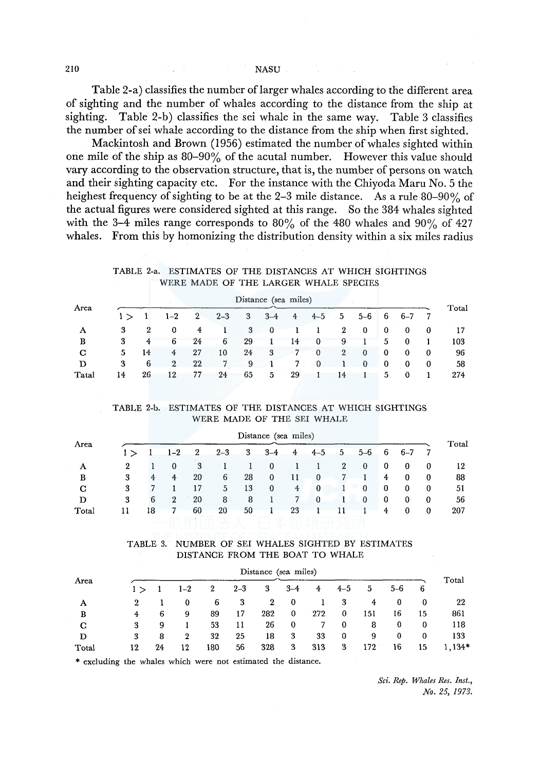Table 2-a) classifies the number of larger whales according to the different area of sighting and the number of whales according to the distance from the ship at sighting. Table 2-b) classifies the sei whale in the same way. Table 3 classifies the number of sei whale according to the distance from the ship when first sighted.

Mackintosh and Brown (1956) estimated the number of whales sighted within one mile of the ship as 80–90% of the acutal number. However this value should vary according to the observation structure, that is, the number of persons on watch and their sighting capacity etc. For the instance with the Chiyoda Maru No. 5 the heighest frequency of sighting to be at the 2–3 mile distance. As a rule 80–90% of the actual figures were considered sighted at this range. So the 384 whales sighted with the 3–4 miles range corresponds to 80% of the 480 whales and 90% of 427 whales. From this by homonizing the distribution density within a six miles radius

TABLE 2-a. ESTIMATES OF THE DISTANCES AT WHICH SIGHTINGS WERE MADE OF THE LARGER WHALE SPECIES

| Area | Distance (sea miles) | | | | | | | | | | | | | | Total |
|---|---|---|---|---|---|---|---|---|---|---|---|---|---|---|---|
| | 1 > | 1 | 1–2 | 2 | 2–3 | 3 | 3–4 | 4 | 4–5 | 5 | 5–6 | 6 | 6–7 | 7 | |
| A | 3 | 2 | 0 | 4 | 1 | 3 | 0 | 1 | 1 | 2 | 0 | 0 | 0 | 0 | 17 |
| B | 3 | 4 | 6 | 24 | 6 | 29 | 1 | 14 | 0 | 9 | 1 | 5 | 0 | 1 | 103 |
| C | 5 | 14 | 4 | 27 | 10 | 24 | 3 | 7 | 0 | 2 | 0 | 0 | 0 | 0 | 96 |
| D | 3 | 6 | 2 | 22 | 7 | 9 | 1 | 7 | 0 | 1 | 0 | 0 | 0 | 0 | 58 |
| Tatal | 14 | 26 | 12 | 77 | 24 | 65 | 5 | 29 | 1 | 14 | 1 | 5 | 0 | 1 | 274 |

TABLE 2-b. ESTIMATES OF THE DISTANCES AT WHICH SIGHTINGS WERE MADE OF THE SEI WHALE

| Area | Distance (sea miles) | | | | | | | | | | | | | | Total |
|---|---|---|---|---|---|---|---|---|---|---|---|---|---|---|---|
| | 1 > | 1 | 1–2 | 2 | 2–3 | 3 | 3–4 | 4 | 4–5 | 5 | 5–6 | 6 | 6–7 | 7 | |
| A | 2 | 1 | 0 | 3 | 1 | 1 | 0 | 1 | 1 | 2 | 0 | 0 | 0 | 0 | 12 |
| B | 3 | 4 | 4 | 20 | 6 | 28 | 0 | 11 | 0 | 7 | 1 | 4 | 0 | 0 | 88 |
| C | 3 | 7 | 1 | 17 | 5 | 13 | 0 | 4 | 0 | 1 | 0 | 0 | 0 | 0 | 51 |
| D | 3 | 6 | 2 | 20 | 8 | 8 | 1 | 7 | 0 | 1 | 0 | 0 | 0 | 0 | 56 |
| Total | 11 | 18 | 7 | 60 | 20 | 50 | 1 | 23 | 1 | 11 | 1 | 4 | 0 | 0 | 207 |

TABLE 3. NUMBER OF SEI WHALES SIGHTED BY ESTIMATES DISTANCE FROM THE BOAT TO WHALE

| Area | Distance (sea miles) | | | | | | | | | | | | Total |
|---|---|---|---|---|---|---|---|---|---|---|---|---|---|
| | 1 > | 1 | 1–2 | 2 | 2–3 | 3 | 3–4 | 4 | 4–5 | 5 | 5–6 | 6 | |
| A | 2 | 1 | 0 | 6 | 3 | 2 | 0 | 1 | 3 | 4 | 0 | 0 | 22 |
| B | 4 | 6 | 9 | 89 | 17 | 282 | 0 | 272 | 0 | 151 | 16 | 15 | 861 |
| C | 3 | 9 | 1 | 53 | 11 | 26 | 0 | 7 | 0 | 8 | 0 | 0 | 118 |
| D | 3 | 8 | 2 | 32 | 25 | 18 | 3 | 33 | 0 | 9 | 0 | 0 | 133 |
| Total | 12 | 24 | 12 | 180 | 56 | 328 | 3 | 313 | 3 | 172 | 16 | 15 | 1,134* |

\* excluding the whales which were not estimated the distance.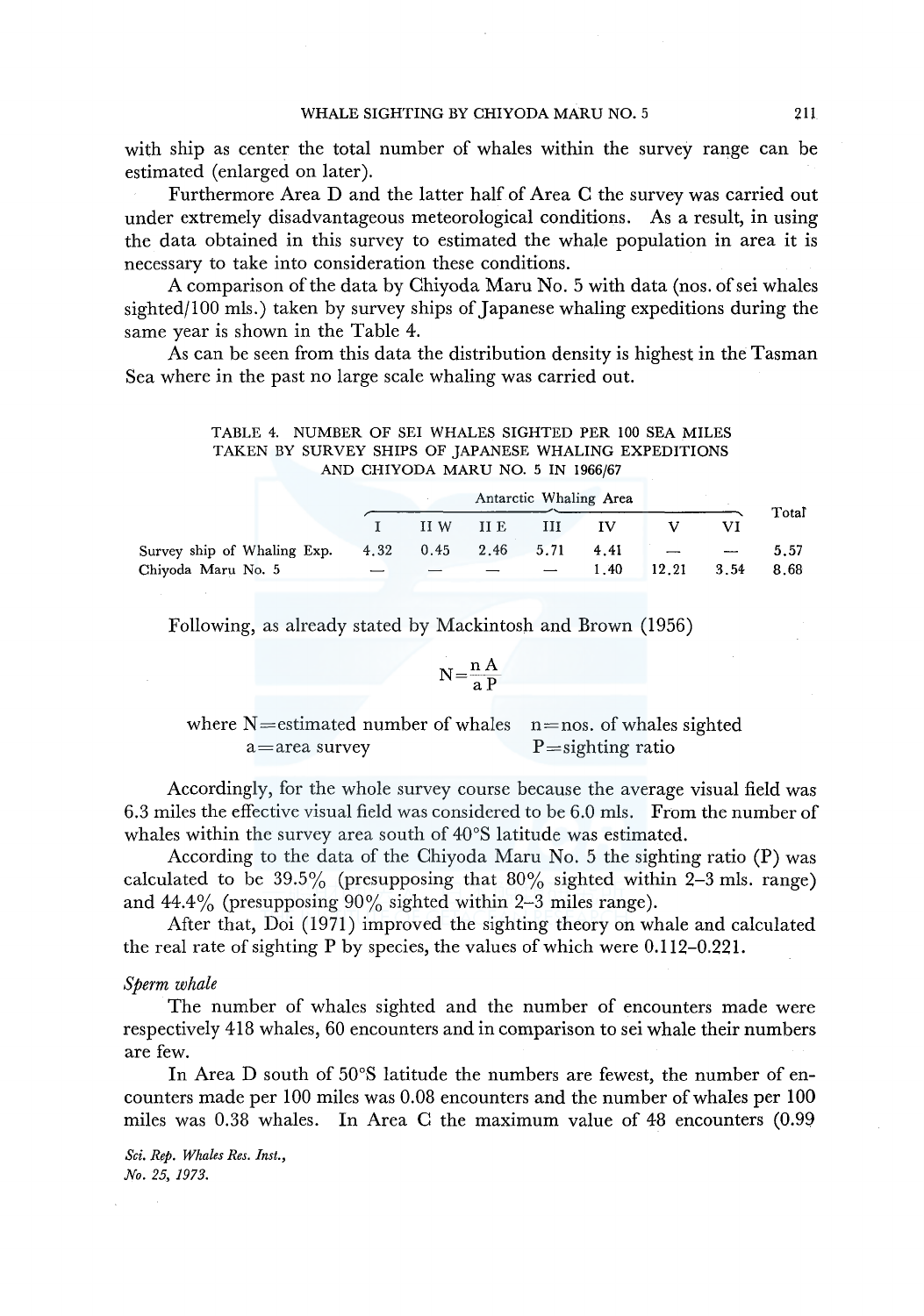with ship as center the total number of whales within the survey range can be estimated (enlarged on later).

Furthermore Area D and the latter half of Area C the survey was carried out under extremely disadvantageous meteorological conditions. As a result, in using the data obtained in this survey to estimated the whale population in area it is necessary to take into consideration these conditions.

A comparison of the data by Chiyoda Maru No. 5 with data (nos. of sei whales sighted/100 mls.) taken by survey ships of Japanese whaling expeditions during the same year is shown in the Table 4.

As can be seen from this data the distribution density is highest in the Tasman Sea where in the past no large scale whaling was carried out.

TABLE 4. NUMBER OF SEI WHALES SIGHTED PER 100 SEA MILES TAKEN BY SURVEY SHIPS OF JAPANESE WHALING EXPEDITIONS AND CHIYODA MARU NO. 5 IN 1966/67

| | Antarctic Whaling Area | | | | | | | Total |
|---|---|---|---|---|---|---|---|---|
| | I | II W | II E | III | IV | V | VI | |
| Survey ship of Whaling Exp. | 4.32 | 0.45 | 2.46 | 5.71 | 4.41 | — | — | 5.57 |
| Chiyoda Maru No. 5 | — | — | — | — | 1.40 | 12.21 | 3.54 | 8.68 |

Following, as already stated by Mackintosh and Brown (1956)

$$N=\frac{n\,A}{a\,P}$$

where N=estimated number of whales  n=nos. of whales sighted
a=area survey  P=sighting ratio

Accordingly, for the whole survey course because the average visual field was 6.3 miles the effective visual field was considered to be 6.0 mls. From the number of whales within the survey area south of 40°S latitude was estimated.

According to the data of the Chiyoda Maru No. 5 the sighting ratio (P) was calculated to be 39.5% (presupposing that 80% sighted within 2–3 mls. range) and 44.4% (presupposing 90% sighted within 2–3 miles range).

After that, Doi (1971) improved the sighting theory on whale and calculated the real rate of sighting P by species, the values of which were 0.112–0.221.

*Sperm whale*

The number of whales sighted and the number of encounters made were respectively 418 whales, 60 encounters and in comparison to sei whale their numbers are few.

In Area D south of 50°S latitude the numbers are fewest, the number of encounters made per 100 miles was 0.08 encounters and the number of whales per 100 miles was 0.38 whales. In Area C the maximum value of 48 encounters (0.99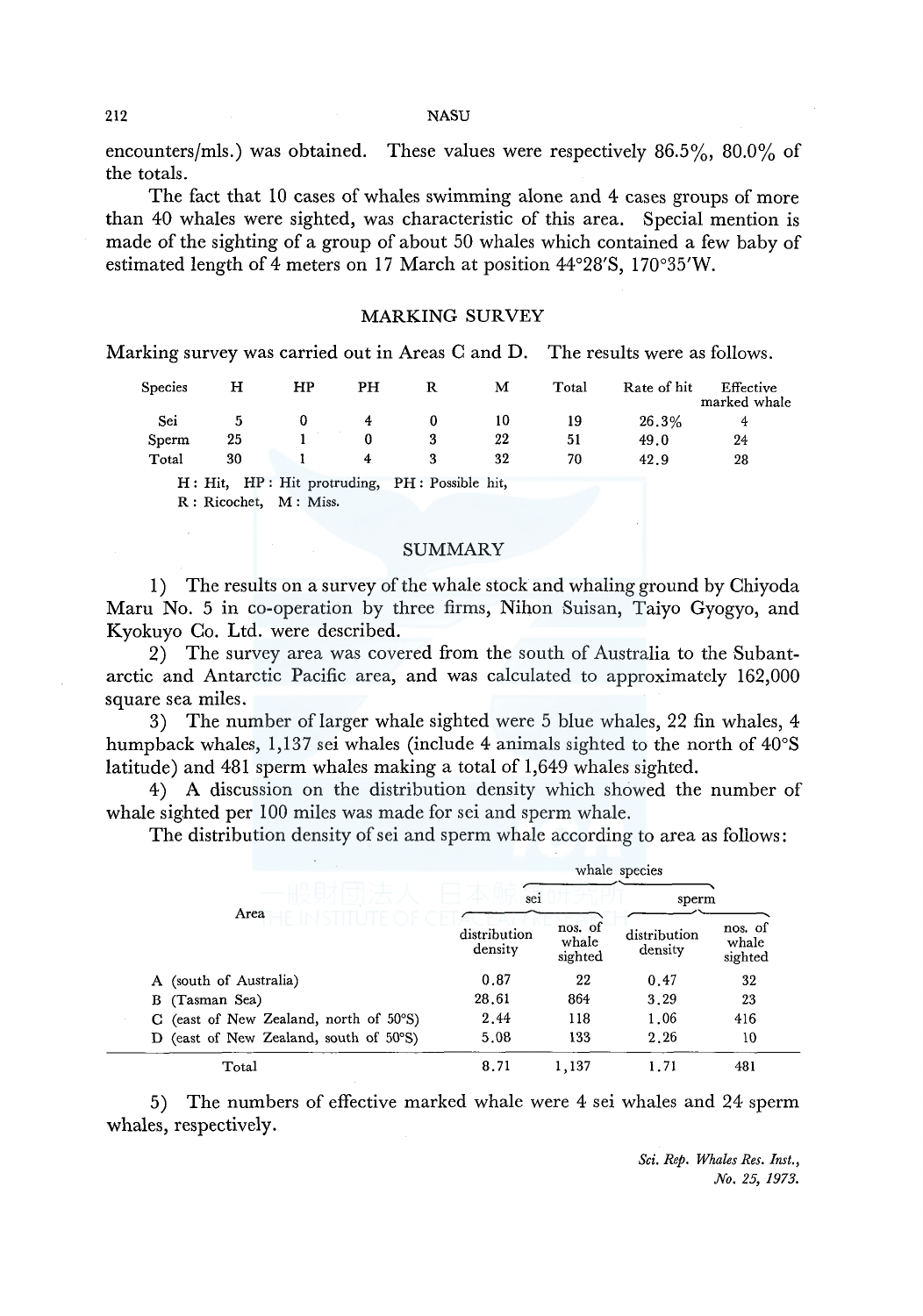encounters/mls.) was obtained. These values were respectively 86.5%, 80.0% of the totals.

The fact that 10 cases of whales swimming alone and 4 cases groups of more than 40 whales were sighted, was characteristic of this area. Special mention is made of the sighting of a group of about 50 whales which contained a few baby of estimated length of 4 meters on 17 March at position 44°28'S, 170°35'W.

## MARKING SURVEY

Marking survey was carried out in Areas C and D. The results were as follows.

| Species | H | HP | PH | R | M | Total | Rate of hit | Effective marked whale |
|---|---|---|---|---|---|---|---|---|
| Sei | 5 | 0 | 4 | 0 | 10 | 19 | 26.3% | 4 |
| Sperm | 25 | 1 | 0 | 3 | 22 | 51 | 49.0 | 24 |
| Total | 30 | 1 | 4 | 3 | 32 | 70 | 42.9 | 28 |

H: Hit, HP: Hit protruding, PH: Possible hit,
R: Ricochet, M: Miss.

## SUMMARY

1) The results on a survey of the whale stock and whaling ground by Chiyoda Maru No. 5 in co-operation by three firms, Nihon Suisan, Taiyo Gyogyo, and Kyokuyo Co. Ltd. were described.

2) The survey area was covered from the south of Australia to the Subantarctic and Antarctic Pacific area, and was calculated to approximately 162,000 square sea miles.

3) The number of larger whale sighted were 5 blue whales, 22 fin whales, 4 humpback whales, 1,137 sei whales (include 4 animals sighted to the north of 40°S latitude) and 481 sperm whales making a total of 1,649 whales sighted.

4) A discussion on the distribution density which showed the number of whale sighted per 100 miles was made for sei and sperm whale.

The distribution density of sei and sperm whale according to area as follows:

| Area | whale species | | | |
|---|---|---|---|---|
| | sei | | sperm | |
| | distribution density | nos. of whale sighted | distribution density | nos. of whale sighted |
| A (south of Australia) | 0.87 | 22 | 0.47 | 32 |
| B (Tasman Sea) | 28.61 | 864 | 3.29 | 23 |
| C (east of New Zealand, north of 50°S) | 2.44 | 118 | 1.06 | 416 |
| D (east of New Zealand, south of 50°S) | 5.08 | 133 | 2.26 | 10 |
| Total | 8.71 | 1,137 | 1.71 | 481 |

5) The numbers of effective marked whale were 4 sei whales and 24 sperm whales, respectively.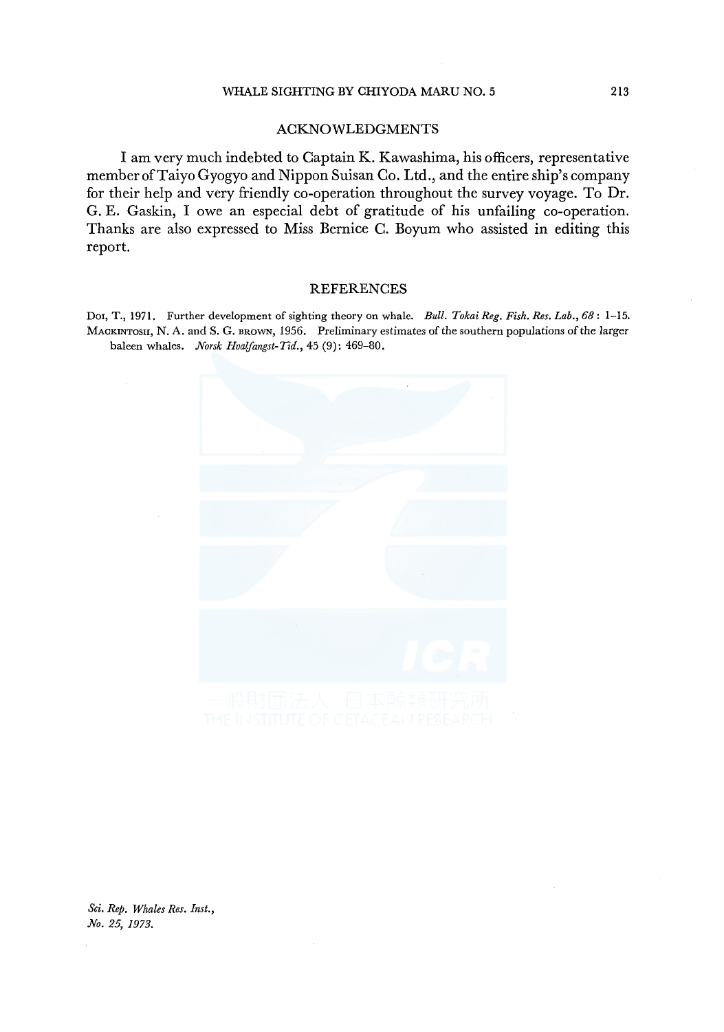## ACKNOWLEDGMENTS

I am very much indebted to Captain K. Kawashima, his officers, representative member of Taiyo Gyogyo and Nippon Suisan Co. Ltd., and the entire ship's company for their help and very friendly co-operation throughout the survey voyage. To Dr. G. E. Gaskin, I owe an especial debt of gratitude of his unfailing co-operation. Thanks are also expressed to Miss Bernice C. Boyum who assisted in editing this report.

## REFERENCES

Doi, T., 1971. Further development of sighting theory on whale. *Bull. Tokai Reg. Fish. Res. Lab.*, *68*: 1–15.

Mackintosh, N. A. and S. G. Brown, 1956. Preliminary estimates of the southern populations of the larger baleen whales. *Norsk Hvalfangst-Tid.*, 45 (9): 469–80.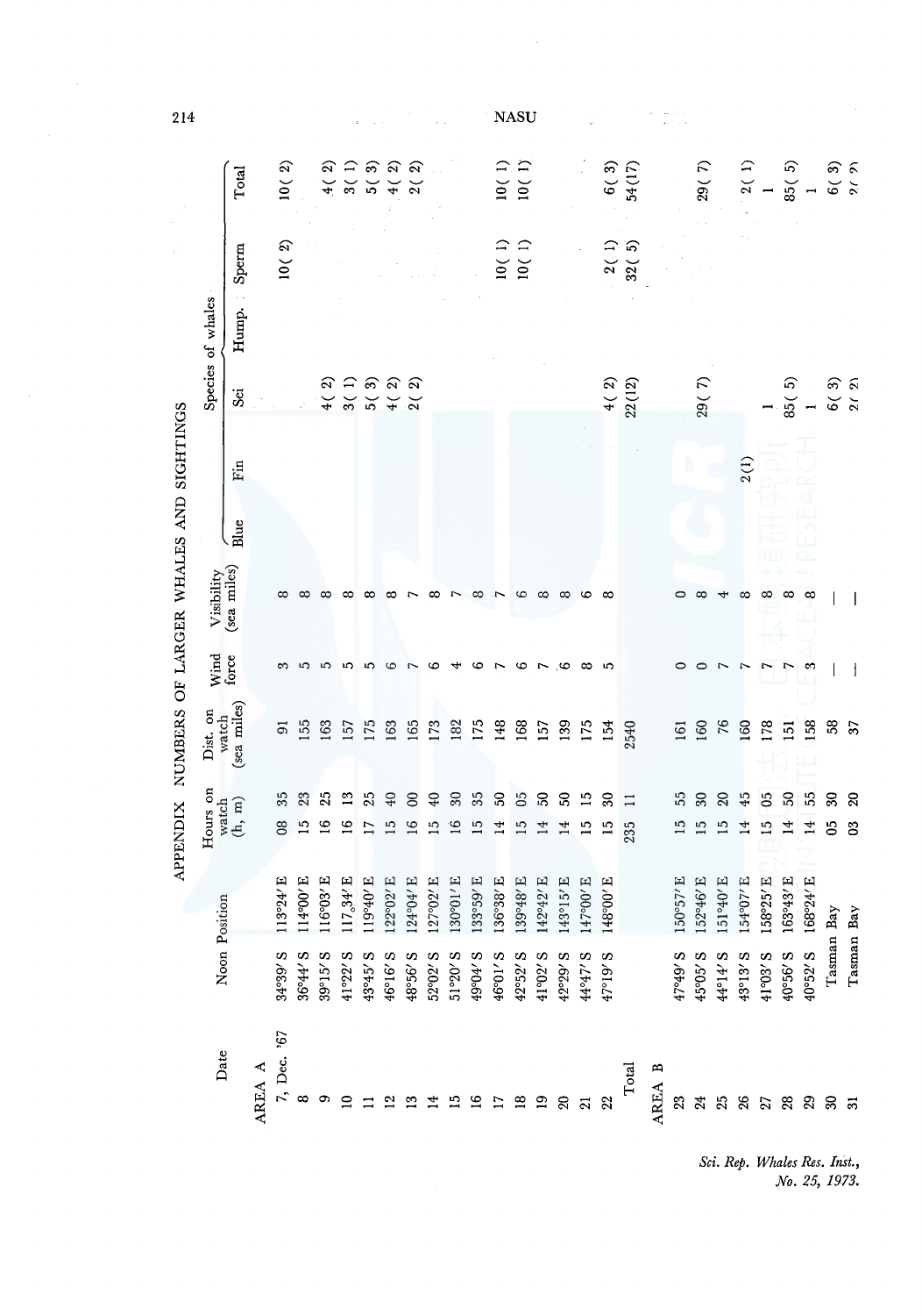## APPENDIX NUMBERS OF LARGER WHALES AND SIGHTINGS

| Date | Noon Position | | Hours on watch (h, m) | | Dist. on watch (sea miles) | Wind force | Visibility (sea miles) | Species of whales | | | | | |
|---|---|---|---|---|---|---|---|---|---|---|---|---|---|
| | | | | | | | | Blue | Fin | Sei | Hump. | Sperm | Total |
| AREA A | | | | | | | | | | | | | |
| 7, Dec. '67 | 34°39′S | 113°24′E | 08 | 35 | 91 | 3 | 8 | | | | | 10( 2) | 10( 2) |
| 8 | 36°44′S | 114°00′E | 15 | 23 | 155 | 5 | 8 | | | | | | |
| 9 | 39°15′S | 116°03′E | 16 | 25 | 163 | 5 | 8 | | | 4( 2) | | | 4( 2) |
| 10 | 41°22′S | 117°34′E | 16 | 13 | 157 | 5 | 8 | | | 3( 1) | | | 3( 1) |
| 11 | 43°45′S | 119°40′E | 17 | 25 | 175 | 5 | 8 | | | 5( 3) | | | 5( 3) |
| 12 | 46°16′S | 122°02′E | 15 | 40 | 163 | 6 | 8 | | | 4( 2) | | | 4( 2) |
| 13 | 48°56′S | 124°04′E | 16 | 00 | 165 | 7 | 7 | | | 2( 2) | | | 2( 2) |
| 14 | 52°02′S | 127°02′E | 15 | 40 | 173 | 6 | 8 | | | | | | |
| 15 | 51°20′S | 130°01′E | 16 | 30 | 182 | 4 | 7 | | | | | | |
| 16 | 49°04′S | 133°59′E | 15 | 35 | 175 | 6 | 8 | | | | | | |
| 17 | 46°01′S | 136°38′E | 14 | 50 | 148 | 7 | 7 | | | | | 10( 1) | 10( 1) |
| 18 | 42°52′S | 139°48′E | 15 | 05 | 168 | 6 | 6 | | | | | 10( 1) | 10( 1) |
| 19 | 41°02′S | 142°42′E | 14 | 50 | 157 | 7 | 8 | | | | | | |
| 20 | 42°29′S | 143°15′E | 14 | 50 | 139 | 6 | 8 | | | | | | |
| 21 | 44°47′S | 147°00′E | 15 | 15 | 175 | 8 | 6 | | | | | | |
| 22 | 47°19′S | 148°00′E | 15 | 30 | 154 | 5 | 8 | | | 4( 2) | | 2( 1) | 6( 3) |
| Total | | | 235 | 11 | 2540 | | | | | 22(12) | | 32( 5) | 54(17) |
| AREA B | | | | | | | | | | | | | |
| 23 | 47°49′S | 150°57′E | 15 | 55 | 161 | 0 | 0 | | | | | | |
| 24 | 45°05′S | 152°46′E | 15 | 30 | 160 | 0 | 8 | | | 29( 7) | | | 29( 7) |
| 25 | 44°14′S | 151°40′E | 15 | 20 | 76 | 7 | 4 | | | | | | |
| 26 | 43°13′S | 154°07′E | 14 | 45 | 160 | 7 | 8 | | 2(1) | | | | 2( 1) |
| 27 | 41°03′S | 158°25′E | 15 | 05 | 178 | 7 | 8 | | | 1 | | | 1 |
| 28 | 40°56′S | 163°43′E | 14 | 50 | 151 | 7 | 8 | | | 85( 5) | | | 85( 5) |
| 29 | 40°52′S | 168°24′E | 14 | 55 | 158 | 3 | 8 | | | 1 | | | 1 |
| 30 | Tasman Bay | | 05 | 30 | 58 | — | — | | | 6( 3) | | | 6( 3) |
| 31 | Tasman Bay | | 03 | 20 | 37 | — | — | | | 2( 2) | | | 2( 2) |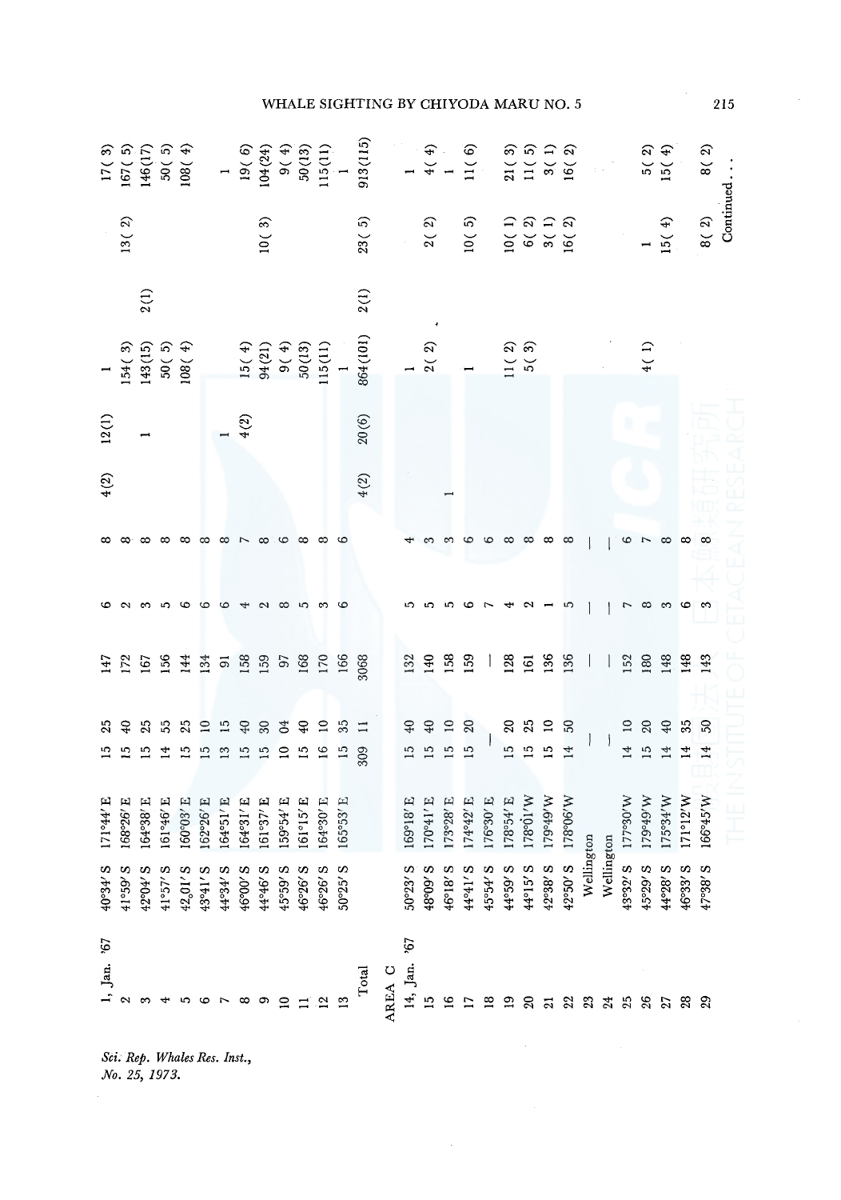| | | | | | | | | | | | | | |
|---|---|---|---|---|---|---|---|---|---|---|---|---|---|
| 1, Jan. '67 | 40°34'S | 171°44'E | 15 | 25 | 147 | 6 | 8 | 4(2) | 12(1) | 1 | | | 17(3) |
| 2 | 41°59'S | 168°26'E | 15 | 40 | 172 | 2 | 8 | | | 154(3) | | 13(2) | 167(5) |
| 3 | 42°04'S | 164°38'E | 15 | 25 | 167 | 3 | 8 | | 1 | 143(15) | 2(1) | | 146(17) |
| 4 | 41°57'S | 161°46'E | 14 | 55 | 156 | 5 | 8 | | | 50(5) | | | 50(5) |
| 5 | 42,01'S | 160°03'E | 15 | 25 | 144 | 6 | 8 | | | 108(4) | | | 108(4) |
| 6 | 43°41'S | 162°26'E | 15 | 10 | 134 | 6 | 8 | | | | | | |
| 7 | 44°34'S | 164°51'E | 13 | 15 | 91 | 6 | 8 | | 1 | | | | 1 |
| 8 | 46°00'S | 164°31'E | 15 | 40 | 158 | 4 | 7 | | 4(2) | 15(4) | | | 19(6) |
| 9 | 44°46'S | 161°37'E | 15 | 30 | 159 | 2 | 8 | | | 94(21) | | 10(3) | 104(24) |
| 10 | 45°59'S | 159°54'E | 10 | 04 | 97 | 8 | 6 | | | 9(4) | | | 9(4) |
| 11 | 46°26'S | 161°15'E | 15 | 40 | 168 | 5 | 8 | | | 50(13) | | | 50(13) |
| 12 | 46°26'S | 164°30'E | 16 | 10 | 170 | 3 | 8 | | | 115(11) | | | 115(11) |
| 13 | 50°25'S | 165°53'E | 15 | 35 | 166 | 6 | 6 | | | 1 | | | 1 |
| Total | | | 309 | 11 | 3068 | | | 4(2) | 20(6) | 864(101) | 2(1) | 23(5) | 913(115) |
| AREA C | | | | | | | | | | | | | |
| 14, Jan. '67 | 50°23'S | 169°18'E | 15 | 40 | 132 | 5 | 4 | | | 1 | | | 1 |
| 15 | 48°09'S | 170°41'E | 15 | 40 | 140 | 5 | 3 | | | 2(2) | | 2(2) | 4(4) |
| 16 | 46°18'S | 173°28'E | 15 | 10 | 158 | 5 | 3 | 1 | | | | | 1 |
| 17 | 44°41'S | 174°42'E | 15 | 20 | 159 | 6 | 6 | | | 1 | | 10(5) | 11(6) |
| 18 | 45°54'S | 176°30'E | — | | — | 7 | 6 | | | | | | |
| 19 | 44°59'S | 178°54'E | 15 | 20 | 128 | 4 | 8 | | | 11(2) | | 10(1) | 21(3) |
| 20 | 44°15'S | 178°01'W | 15 | 25 | 161 | 2 | 8 | | | 5(3) | | 6(2) | 11(5) |
| 21 | 42°38'S | 179°49'W | 15 | 10 | 136 | 1 | 8 | | | | | 3(1) | 3(1) |
| 22 | 42°50'S | 178°06'W | 14 | 50 | 136 | 5 | 8 | | | | | 16(2) | 16(2) |
| 23 | Wellington | | — | | — | — | — | | | | | | |
| 24 | Wellington | | — | | — | — | — | | | | | | |
| 25 | 43°32'S | 177°30'W | 14 | 10 | 152 | 7 | 6 | | | 4(1) | | 1 | 5(2) |
| 26 | 45°29'S | 179°49'W | 15 | 20 | 180 | 8 | 7 | | | | | 15(4) | 15(4) |
| 27 | 44°28'S | 175°34'W | 14 | 40 | 148 | 3 | 8 | | | | | | |
| 28 | 46°33'S | 171°12'W | 14 | 35 | 148 | 6 | 8 | | | | | | |
| 29 | 47°38'S | 166°45'W | 14 | 50 | 143 | 3 | 8 | | | | | 8(2) | 8(2) |

Continued . . .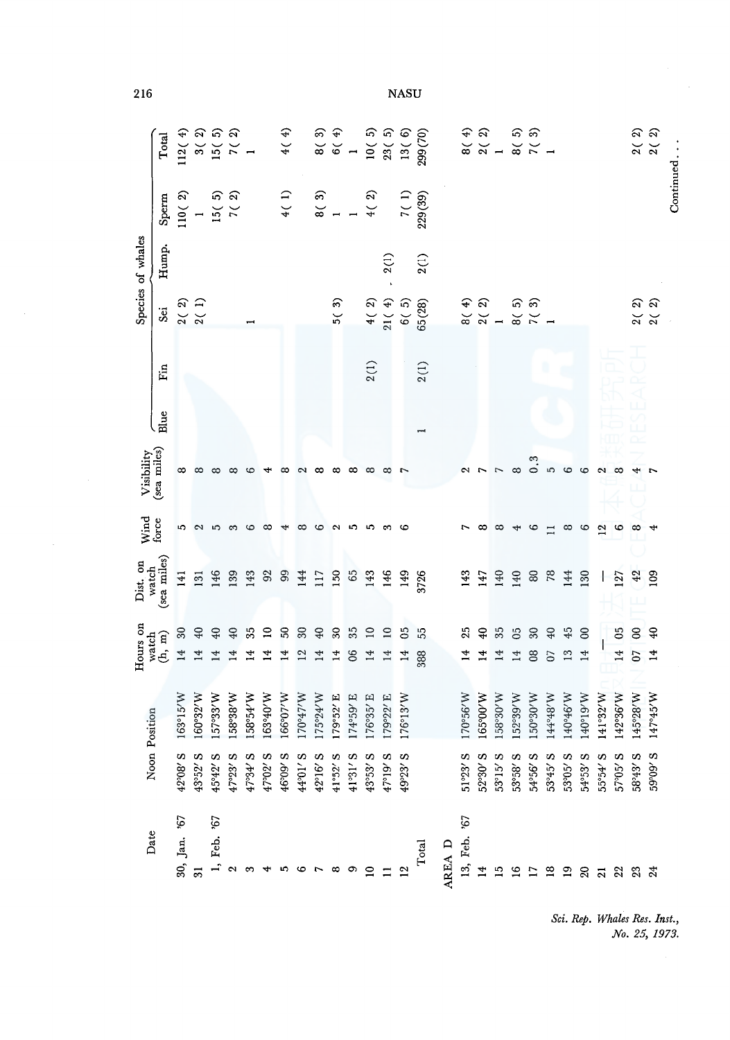| Date | Noon Position | | Hours on watch (h, m) | Dist. on watch (sea miles) | Wind force | Visibility (sea miles) | Species of whales | | | | | |
|---|---|---|---|---|---|---|---|---|---|---|---|---|
| | | | | | | | Blue | Fin | Sei | Hump. | Sperm | Total |
| 30, Jan. '67 | 42°08'S | 163°15'W | 14 30 | 141 | 5 | 8 | | | 2( 2) | | 110( 2) | 112( 4) |
| 31 | 43°52'S | 160°32'W | 14 40 | 131 | 2 | 8 | | | 2( 1) | | 1 | 3( 2) |
| 1, Feb. '67 | 45°42'S | 157°33'W | 14 40 | 146 | 5 | 8 | | | | | 15( 5) | 15( 5) |
| 2 | 47°23'S | 158°38'W | 14 40 | 139 | 3 | 8 | | | | | 7( 2) | 7( 2) |
| 3 | 47°34'S | 158°54'W | 14 35 | 143 | 6 | 6 | | | 1 | | | 1 |
| 4 | 47°02'S | 163°40'W | 14 10 | 92 | 8 | 4 | | | | | | |
| 5 | 46°09'S | 166°07'W | 14 50 | 99 | 4 | 8 | | | | | 4( 1) | 4( 4) |
| 6 | 44°01'S | 170°47'W | 12 30 | 144 | 8 | 2 | | | | | | |
| 7 | 42°16'S | 175°24'W | 14 40 | 117 | 6 | 8 | | | | | 8( 3) | 8( 3) |
| 8 | 41°52'S | 179°52'E | 14 30 | 150 | 2 | 8 | | | 5( 3) | | 1 | 6( 4) |
| 9 | 41°31'S | 174°59'E | 06 35 | 65 | 5 | 8 | | | | | 1 | 1 |
| 10 | 43°53'S | 176°35'E | 14 10 | 143 | 5 | 8 | | 2(1) | 4( 2) | | 4( 2) | 10( 5) |
| 11 | 47°19'S | 179°22'E | 14 10 | 146 | 3 | 8 | | | 21( 4) | 2(1) | | 23( 5) |
| 12 | 49°23'S | 176°13'W | 14 05 | 149 | 6 | 7 | | | 6( 5) | | 7( 1) | 13( 6) |
| Total | | | 388 55 | 3726 | | | 1 | 2(1) | 65(28) | 2(1) | 229(39) | 299(70) |
| AREA D | | | | | | | | | | | | |
| 13, Feb. '67 | 51°23'S | 170°56'W | 14 25 | 143 | 7 | 2 | | | 8( 4) | | | 8( 4) |
| 14 | 52°30'S | 165°00'W | 14 40 | 147 | 8 | 7 | | | 2( 2) | | | 2( 2) |
| 15 | 53°15'S | 158°30'W | 14 35 | 140 | 8 | 7 | | | 1 | | | 1 |
| 16 | 53°58'S | 152°39'W | 14 05 | 140 | 4 | 8 | | | 8( 5) | | | 8( 5) |
| 17 | 54°56'S | 150°30'W | 08 30 | 80 | 6 | 0.3 | | | 7( 3) | | | 7( 3) |
| 18 | 53°45'S | 144°48'W | 07 40 | 78 | 11 | 5 | | | 1 | | | 1 |
| 19 | 53°05'S | 140°46'W | 13 45 | 144 | 8 | 6 | | | | | | |
| 20 | 54°53'S | 140°19'W | 14 00 | 130 | 6 | 6 | | | | | | |
| 21 | 55°54'S | 141°32'W | — | — | 12 | 2 | | | | | | |
| 22 | 57°05'S | 142°36'W | 14 05 | 127 | 6 | 8 | | | | | | |
| 23 | 58°43'S | 145°28'W | 07 00 | 42 | 8 | 4 | | | 2( 2) | | | 2( 2) |
| 24 | 59°09'S | 147°45'W | 14 40 | 109 | 4 | 7 | | | 2( 2) | | | 2( 2) |

Continued . . .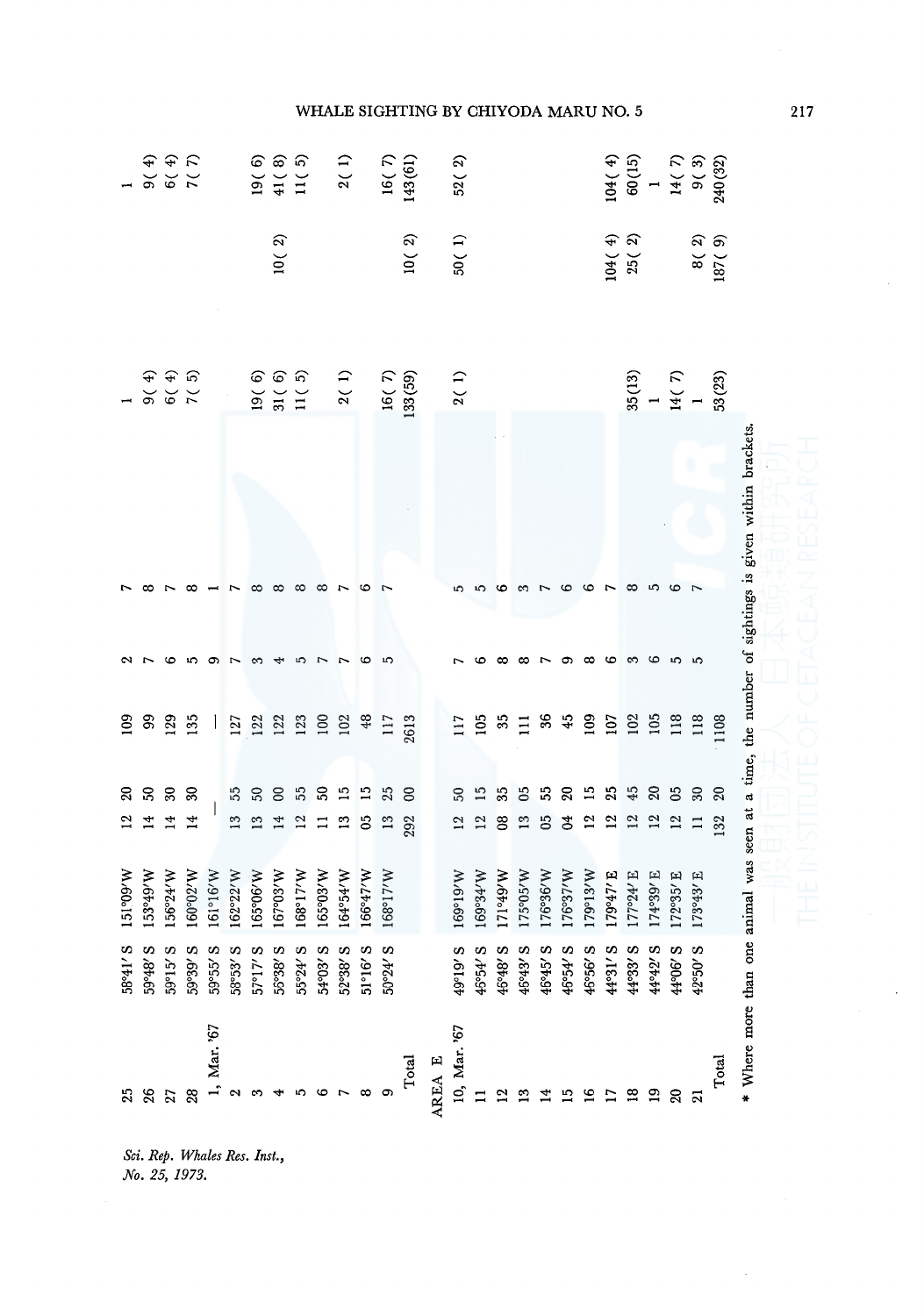| | | | | | | | | | | |
|---|---|---|---|---|---|---|---|---|---|---|
| 25 | 58°41′ S | 151°09′ W | 12 | 20 | 109 | 2 | 7 | 1 | | 1 |
| 26 | 59°48′ S | 153°49′ W | 14 | 50 | 99 | 7 | 8 | 9( 4) | | 9( 4) |
| 27 | 59°15′ S | 156°24′ W | 14 | 30 | 129 | 6 | 7 | 6( 4) | | 6( 4) |
| 28 | 59°39′ S | 160°02′ W | 14 | 30 | 135 | 5 | 8 | 7( 5) | | 7( 7) |
| 1, Mar. '67 | 59°55′ S | 161°16′ W | — | | — | 9 | 1 | | | |
| 2 | 58°53′ S | 162°22′ W | 13 | 55 | 127 | 7 | 7 | | | |
| 3 | 57°17′ S | 165°06′ W | 13 | 50 | 122 | 3 | 8 | 19( 6) | | 19( 6) |
| 4 | 55°38′ S | 167°03′ W | 14 | 00 | 122 | 4 | 8 | 31( 6) | 10( 2) | 41( 8) |
| 5 | 55°24′ S | 168°17′ W | 12 | 55 | 123 | 5 | 8 | 11( 5) | | 11( 5) |
| 6 | 54°03′ S | 165°03′ W | 11 | 50 | 100 | 7 | 8 | | | |
| 7 | 52°38′ S | 164°54′ W | 13 | 15 | 102 | 7 | 7 | 2( 1) | | 2( 1) |
| 8 | 51°16′ S | 166°47′ W | 05 | 15 | 48 | 6 | 6 | | | |
| 9 | 50°24′ S | 168°17′ W | 13 | 25 | 117 | 5 | 7 | 16( 7) | | 16( 7) |
| Total | | | 292 | 00 | 2613 | | | 133(59) | 10( 2) | 143(61) |
| AREA E | | | | | | | | | | |
| 10, Mar. '67 | 49°19′ S | 169°19′ W | 12 | 50 | 117 | 7 | 5 | 2( 1) | 50( 1) | 52( 2) |
| 11 | 46°54′ S | 169°34′ W | 12 | 15 | 105 | 6 | 5 | | | |
| 12 | 46°48′ S | 171°49′ W | 08 | 35 | 35 | 8 | 6 | | | |
| 13 | 46°43′ S | 175°05′ W | 13 | 05 | 111 | 8 | 3 | | | |
| 14 | 46°45′ S | 176°36′ W | 05 | 55 | 36 | 7 | 7 | | | |
| 15 | 46°54′ S | 176°37′ W | 04 | 20 | 45 | 9 | 6 | | | |
| 16 | 46°56′ S | 179°13′ W | 12 | 15 | 109 | 8 | 6 | | | |
| 17 | 44°31′ S | 179°47′ E | 12 | 25 | 107 | 6 | 7 | | 104( 4) | 104( 4) |
| 18 | 44°33′ S | 177°24′ E | 12 | 45 | 102 | 3 | 8 | 35(13) | 25( 2) | 60(15) |
| 19 | 44°42′ S | 174°39′ E | 12 | 20 | 105 | 6 | 5 | 1 | | 1 |
| 20 | 44°06′ S | 172°35′ E | 12 | 05 | 118 | 5 | 6 | 14( 7) | | 14( 7) |
| 21 | 42°50′ S | 173°43′ E | 11 | 30 | 118 | 5 | 7 | 1 | 8( 2) | 9( 3) |
| Total | | | 132 | 20 | 1108 | | | 53(23) | 187( 9) | 240(32) |

* Where more than one animal was seen at a time, the number of sightings is given within brackets.